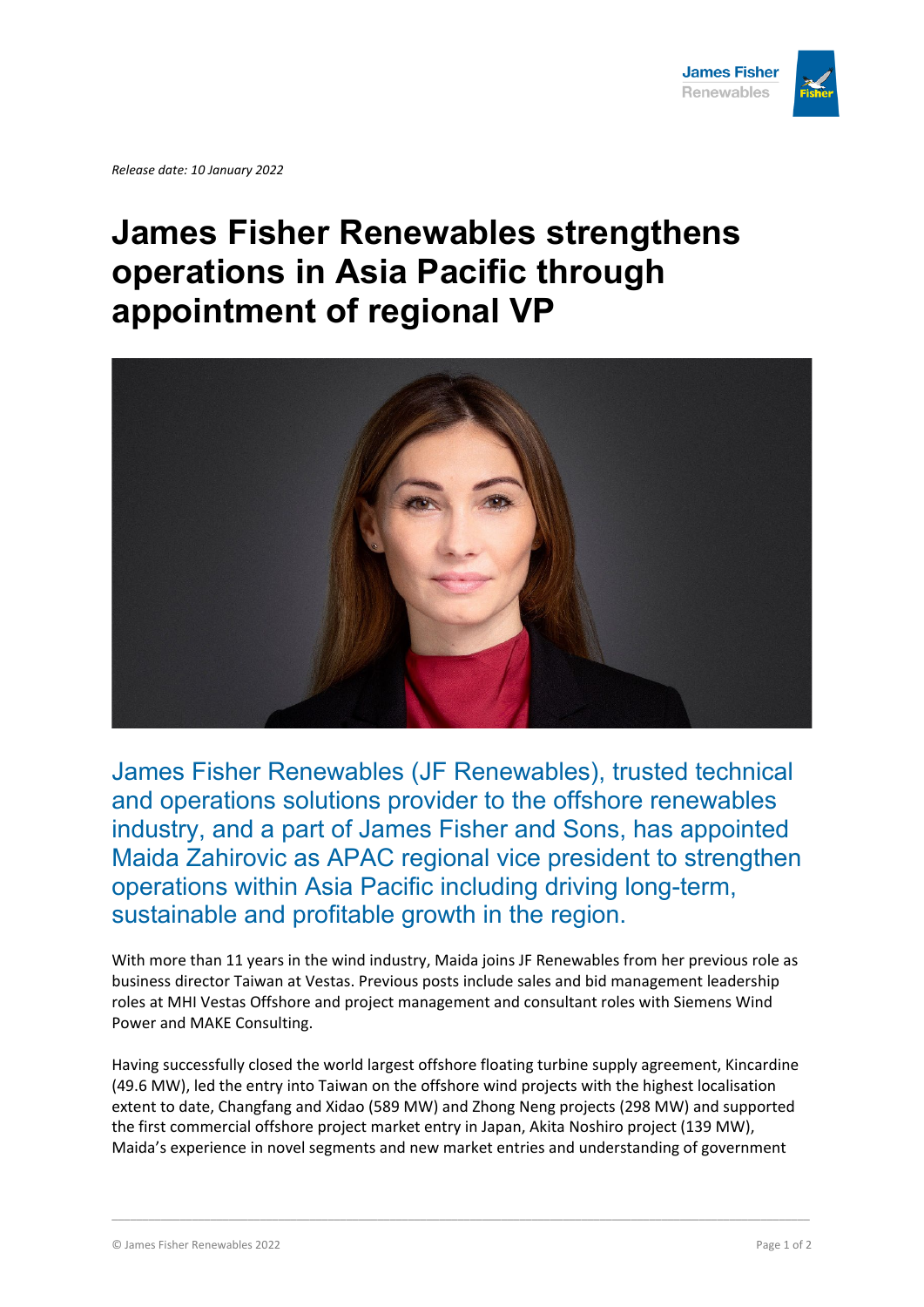*Release date: 10 January 2022*

# James Fisher Renewables strengthens operations in Asia Pacific through appointment of regional VP

James Fisher Renewables (JF Renewables), trusted technical and operations solutions provider to the offshore renewables industry, and a part of James Fisher and Sons, has appointed Maida Zahirovic as APAC regional vice president to strengthen operations within Asia Pacific including driving long-term, sustainable and profitable growth in the region.

With more than 11 years in the wind industry, Maida joins JF Renewables from her previous role as business director Taiwan at Vestas. Previous posts include sales and bid management leadership roles at MHI Vestas Offshore and project management and consultant roles with Siemens Wind Power and MAKE Consulting.

Having successfully closed the world largest offshore floating turbine supply agreement, Kincardine (49.6 MW), led the entry into Taiwan on the offshore wind projects with the highest localisation extent to date, Changfang and Xidao (589 MW) and Zhong Neng projects (298 MW) and supported the first commercial offshore project market entry in Japan, Akita Noshiro project (139 MW), Maida's experience in novel segments and new market entries and understanding of government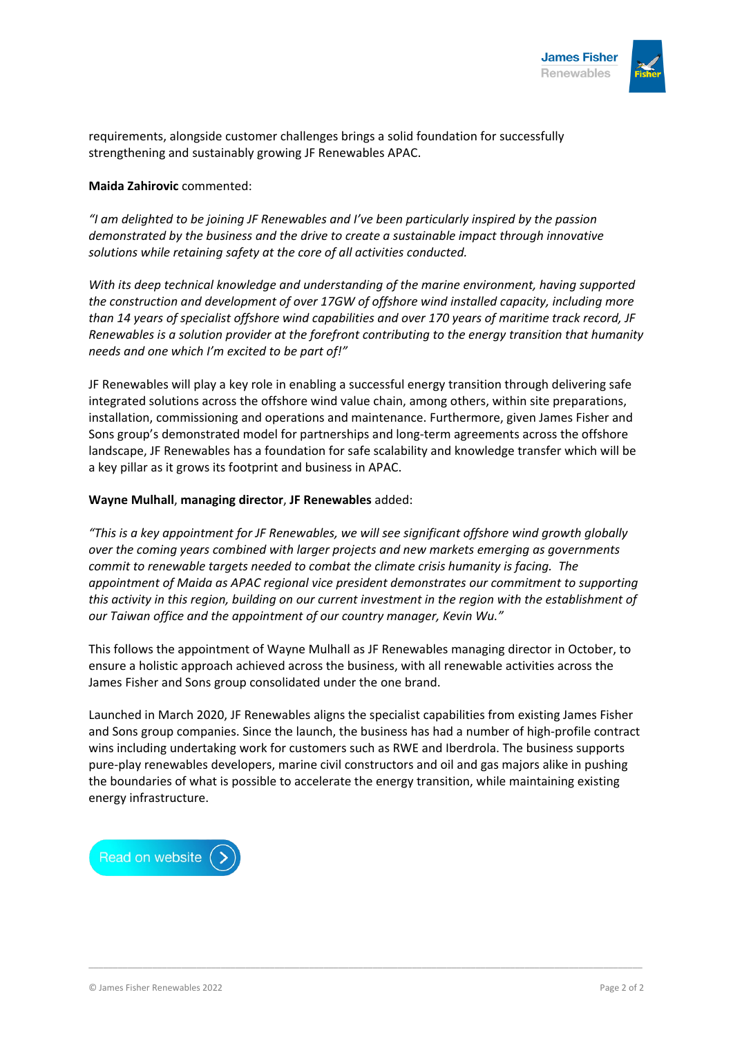requirements, alongside customer challenges brings a solid foundation for successfully strengthening and sustainably growing JF Renewables APAC.

**Maida Zahirovic** commented:

*"I am delighted to be joining JF Renewables and I've been particularly inspired by the passion demonstrated by the business and the drive to create a sustainable impact through innovative solutions while retaining safety at the core of all activities conducted.*

*With its deep technical knowledge and understanding of the marine environment, having supported the construction and development of over 17GW of offshore wind installed capacity, including more than 14 years of specialist offshore wind capabilities and over 170 years of maritime track record, JF Renewables is a solution provider at the forefront contributing to the energy transition that humanity needs and one which I'm excited to be part of!"*

JF Renewables will play a key role in enabling a successful energy transition through delivering safe integrated solutions across the offshore wind value chain, among others, within site preparations, installation, commissioning and operations and maintenance. Furthermore, given James Fisher and Sons group's demonstrated model for partnerships and long-term agreements across the offshore landscape, JF Renewables has a foundation for safe scalability and knowledge transfer which will be a key pillar as it grows its footprint and business in APAC.

**Wayne Mulhall**, **managing director**, **JF Renewables** added:

*"This is a key appointment for JF Renewables, we will see significant offshore wind growth globally over the coming years combined with larger projects and new markets emerging as governments commit to renewable targets needed to combat the climate crisis humanity is facing. The appointment of Maida as APAC regional vice president demonstrates our commitment to supporting this activity in this region, building on our current investment in the region with the establishment of our Taiwan office and the appointment of our country manager, Kevin Wu."*

This follows the appointment of Wayne Mulhall as JF Renewables managing director in October, to ensure a holistic approach achieved across the business, with all renewable activities across the James Fisher and Sons group consolidated under the one brand.

Launched in March 2020, JF Renewables aligns the specialist capabilities from existing James Fisher and Sons group companies. Since the launch, the business has had a number of high-profile contract wins including undertaking work for customers such as RWE and Iberdrola. The business supports pure-play renewables developers, marine civil constructors and oil and gas majors alike in pushing the boundaries of what is possible to accelerate the energy transition, while maintaining existing energy infrastructure.

Read on website

© James Fisher Renewables 2022